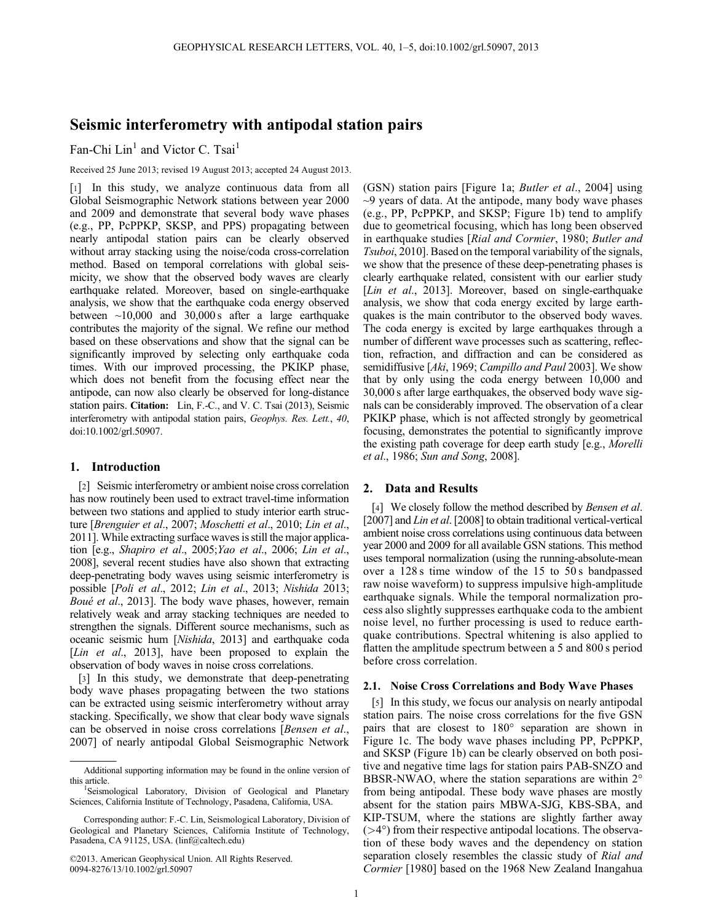# Seismic interferometry with antipodal station pairs

Fan-Chi Lin[1] and Victor C. Tsai[1]

Received 25 June 2013; revised 19 August 2013; accepted 24 August 2013.

[1] In this study, we analyze continuous data from all Global Seismographic Network stations between year 2000 and 2009 and demonstrate that several body wave phases (e.g., PP, PcPPKP, SKSP, and PPS) propagating between nearly antipodal station pairs can be clearly observed without array stacking using the noise/coda cross-correlation method. Based on temporal correlations with global seismicity, we show that the observed body waves are clearly earthquake related. Moreover, based on single-earthquake analysis, we show that the earthquake coda energy observed between ~10,000 and 30,000 s after a large earthquake contributes the majority of the signal. We refine our method based on these observations and show that the signal can be significantly improved by selecting only earthquake coda times. With our improved processing, the PKIKP phase, which does not benefit from the focusing effect near the antipode, can now also clearly be observed for long-distance station pairs. **Citation:** Lin, F.-C., and V. C. Tsai (2013), Seismic interferometry with antipodal station pairs, *Geophys. Res. Lett.*, *40*, doi:10.1002/grl.50907.

## 1. Introduction

[2] Seismic interferometry or ambient noise cross correlation has now routinely been used to extract travel-time information between two stations and applied to study interior earth structure [*Brenguier et al.*, 2007; *Moschetti et al.*, 2010; *Lin et al.*, 2011]. While extracting surface waves is still the major application [e.g., *Shapiro et al.*, 2005;*Yao et al.*, 2006; *Lin et al.*, 2008], several recent studies have also shown that extracting deep-penetrating body waves using seismic interferometry is possible [*Poli et al.*, 2012; *Lin et al.*, 2013; *Nishida* 2013; *Boué et al.*, 2013]. The body wave phases, however, remain relatively weak and array stacking techniques are needed to strengthen the signals. Different source mechanisms, such as oceanic seismic hum [*Nishida*, 2013] and earthquake coda [*Lin et al.*, 2013], have been proposed to explain the observation of body waves in noise cross correlations.

[3] In this study, we demonstrate that deep-penetrating body wave phases propagating between the two stations can be extracted using seismic interferometry without array stacking. Specifically, we show that clear body wave signals can be observed in noise cross correlations [*Bensen et al.*, 2007] of nearly antipodal Global Seismographic Network (GSN) station pairs [Figure 1a; *Butler et al.*, 2004] using ~9 years of data. At the antipode, many body wave phases (e.g., PP, PcPPKP, and SKSP; Figure 1b) tend to amplify due to geometrical focusing, which has long been observed in earthquake studies [*Rial and Cormier*, 1980; *Butler and Tsuboi*, 2010]. Based on the temporal variability of the signals, we show that the presence of these deep-penetrating phases is clearly earthquake related, consistent with our earlier study [*Lin et al.*, 2013]. Moreover, based on single-earthquake analysis, we show that coda energy excited by large earthquakes is the main contributor to the observed body waves. The coda energy is excited by large earthquakes through a number of different wave processes such as scattering, reflection, refraction, and diffraction and can be considered as semidiffusive [*Aki*, 1969; *Campillo and Paul* 2003]. We show that by only using the coda energy between 10,000 and 30,000 s after large earthquakes, the observed body wave signals can be considerably improved. The observation of a clear PKIKP phase, which is not affected strongly by geometrical focusing, demonstrates the potential to significantly improve the existing path coverage for deep earth study [e.g., *Morelli et al.*, 1986; *Sun and Song*, 2008].

## 2. Data and Results

[4] We closely follow the method described by *Bensen et al.* [2007] and *Lin et al.* [2008] to obtain traditional vertical-vertical ambient noise cross correlations using continuous data between year 2000 and 2009 for all available GSN stations. This method uses temporal normalization (using the running-absolute-mean over a 128 s time window of the 15 to 50 s bandpassed raw noise waveform) to suppress impulsive high-amplitude earthquake signals. While the temporal normalization process also slightly suppresses earthquake coda to the ambient noise level, no further processing is used to reduce earthquake contributions. Spectral whitening is also applied to flatten the amplitude spectrum between a 5 and 800 s period before cross correlation.

### 2.1. Noise Cross Correlations and Body Wave Phases

[5] In this study, we focus our analysis on nearly antipodal station pairs. The noise cross correlations for the five GSN pairs that are closest to 180° separation are shown in Figure 1c. The body wave phases including PP, PcPPKP, and SKSP (Figure 1b) can be clearly observed on both positive and negative time lags for station pairs PAB-SNZO and BBSR-NWAO, where the station separations are within 2° from being antipodal. These body wave phases are mostly absent for the station pairs MBWA-SJG, KBS-SBA, and KIP-TSUM, where the stations are slightly farther away (>4°) from their respective antipodal locations. The observation of these body waves and the dependency on station separation closely resembles the classic study of *Rial and Cormier* [1980] based on the 1968 New Zealand Inangahua

---

Additional supporting information may be found in the online version of this article.

[1]Seismological Laboratory, Division of Geological and Planetary Sciences, California Institute of Technology, Pasadena, California, USA.

Corresponding author: F.-C. Lin, Seismological Laboratory, Division of Geological and Planetary Sciences, California Institute of Technology, Pasadena, CA 91125, USA. (linf@caltech.edu)

©2013. American Geophysical Union. All Rights Reserved.
0094-8276/13/10.1002/grl.50907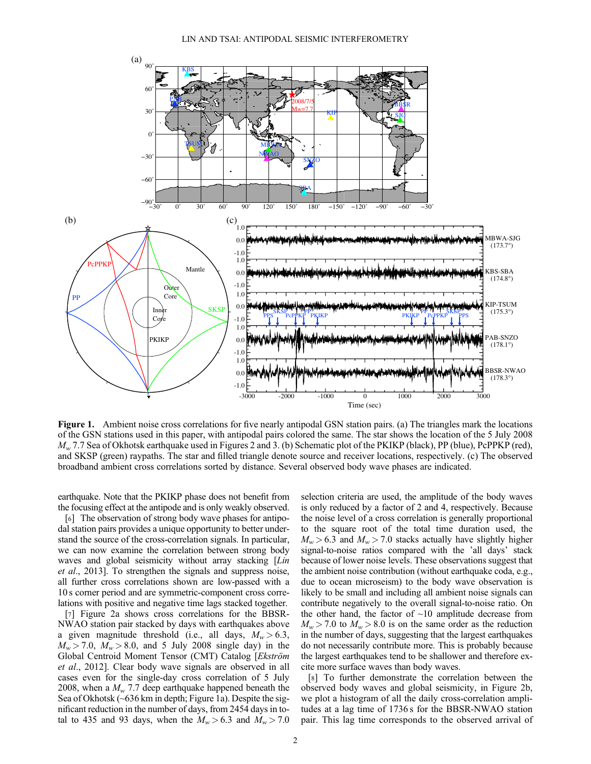**Figure 1.** Ambient noise cross correlations for five nearly antipodal GSN station pairs. (a) The triangles mark the locations of the GSN stations used in this paper, with antipodal pairs colored the same. The star shows the location of the 5 July 2008 $M_w$ 7.7 Sea of Okhotsk earthquake used in Figures 2 and 3. (b) Schematic plot of the PKIKP (black), PP (blue), PcPPKP (red), and SKSP (green) raypaths. The star and filled triangle denote source and receiver locations, respectively. (c) The observed broadband ambient cross correlations sorted by distance. Several observed body wave phases are indicated.

earthquake. Note that the PKIKP phase does not benefit from the focusing effect at the antipode and is only weakly observed.

[6] The observation of strong body wave phases for antipodal station pairs provides a unique opportunity to better understand the source of the cross-correlation signals. In particular, we can now examine the correlation between strong body waves and global seismicity without array stacking [*Lin et al.*, 2013]. To strengthen the signals and suppress noise, all further cross correlations shown are low-passed with a 10 s corner period and are symmetric-component cross correlations with positive and negative time lags stacked together.

[7] Figure 2a shows cross correlations for the BBSR-NWAO station pair stacked by days with earthquakes above a given magnitude threshold (i.e., all days, $M_w > 6.3$, $M_w > 7.0$, $M_w > 8.0$, and 5 July 2008 single day) in the Global Centroid Moment Tensor (CMT) Catalog [*Ekström et al.*, 2012]. Clear body wave signals are observed in all cases even for the single-day cross correlation of 5 July 2008, when a $M_w$ 7.7 deep earthquake happened beneath the Sea of Okhotsk (~636 km in depth; Figure 1a). Despite the significant reduction in the number of days, from 2454 days in total to 435 and 93 days, when the $M_w > 6.3$ and $M_w > 7.0$ selection criteria are used, the amplitude of the body waves is only reduced by a factor of 2 and 4, respectively. Because the noise level of a cross correlation is generally proportional to the square root of the total time duration used, the $M_w > 6.3$ and $M_w > 7.0$ stacks actually have slightly higher signal-to-noise ratios compared with the 'all days' stack because of lower noise levels. These observations suggest that the ambient noise contribution (without earthquake coda, e.g., due to ocean microseism) to the body wave observation is likely to be small and including all ambient noise signals can contribute negatively to the overall signal-to-noise ratio. On the other hand, the factor of ~10 amplitude decrease from $M_w > 7.0$ to $M_w > 8.0$ is on the same order as the reduction in the number of days, suggesting that the largest earthquakes do not necessarily contribute more. This is probably because the largest earthquakes tend to be shallower and therefore excite more surface waves than body waves.

[8] To further demonstrate the correlation between the observed body waves and global seismicity, in Figure 2b, we plot a histogram of all the daily cross-correlation amplitudes at a lag time of 1736 s for the BBSR-NWAO station pair. This lag time corresponds to the observed arrival of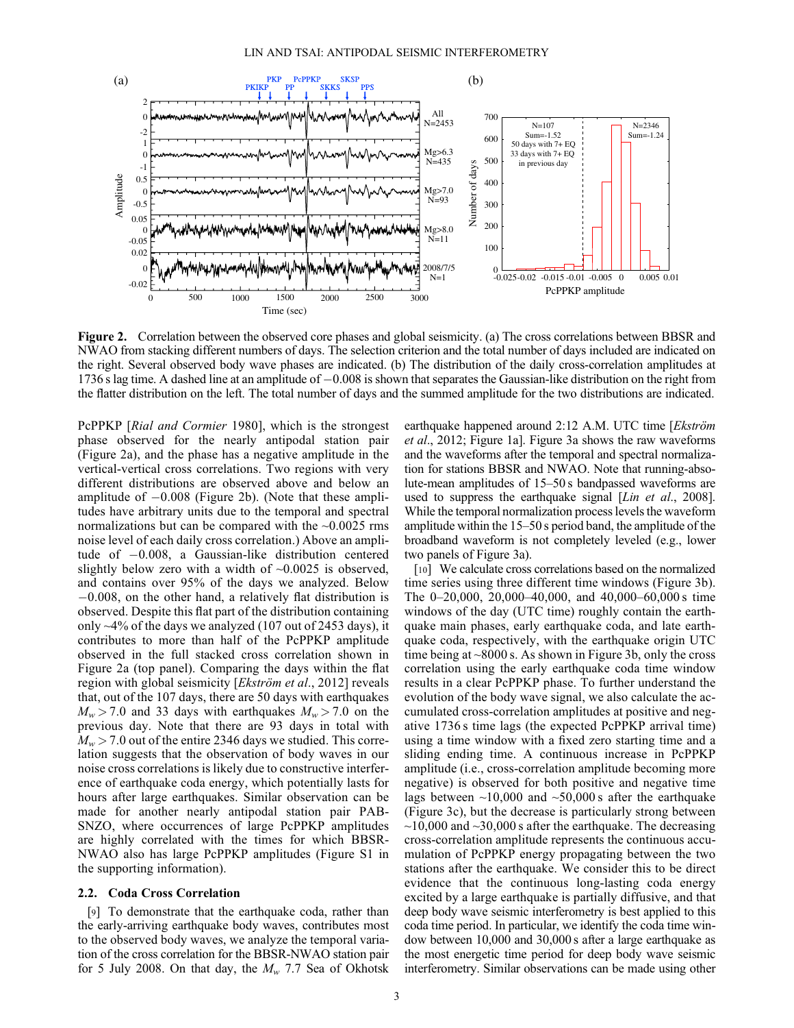**Figure 2.** Correlation between the observed core phases and global seismicity. (a) The cross correlations between BBSR and NWAO from stacking different numbers of days. The selection criterion and the total number of days included are indicated on the right. Several observed body wave phases are indicated. (b) The distribution of the daily cross-correlation amplitudes at 1736 s lag time. A dashed line at an amplitude of −0.008 is shown that separates the Gaussian-like distribution on the right from the flatter distribution on the left. The total number of days and the summed amplitude for the two distributions are indicated.

PcPPKP [*Rial and Cormier* 1980], which is the strongest phase observed for the nearly antipodal station pair (Figure 2a), and the phase has a negative amplitude in the vertical-vertical cross correlations. Two regions with very different distributions are observed above and below an amplitude of −0.008 (Figure 2b). (Note that these amplitudes have arbitrary units due to the temporal and spectral normalizations but can be compared with the ~0.0025 rms noise level of each daily cross correlation.) Above an amplitude of −0.008, a Gaussian-like distribution centered slightly below zero with a width of ~0.0025 is observed, and contains over 95% of the days we analyzed. Below −0.008, on the other hand, a relatively flat distribution is observed. Despite this flat part of the distribution containing only ~4% of the days we analyzed (107 out of 2453 days), it contributes to more than half of the PcPPKP amplitude observed in the full stacked cross correlation shown in Figure 2a (top panel). Comparing the days within the flat region with global seismicity [*Ekström et al*., 2012] reveals that, out of the 107 days, there are 50 days with earthquakes $M_w > 7.0$ and 33 days with earthquakes $M_w > 7.0$ on the previous day. Note that there are 93 days in total with $M_w > 7.0$ out of the entire 2346 days we studied. This correlation suggests that the observation of body waves in our noise cross correlations is likely due to constructive interference of earthquake coda energy, which potentially lasts for hours after large earthquakes. Similar observation can be made for another nearly antipodal station pair PAB-SNZO, where occurrences of large PcPPKP amplitudes are highly correlated with the times for which BBSR-NWAO also has large PcPPKP amplitudes (Figure S1 in the supporting information).

### 2.2. Coda Cross Correlation

[9] To demonstrate that the earthquake coda, rather than the early-arriving earthquake body waves, contributes most to the observed body waves, we analyze the temporal variation of the cross correlation for the BBSR-NWAO station pair for 5 July 2008. On that day, the $M_w$ 7.7 Sea of Okhotsk earthquake happened around 2:12 A.M. UTC time [*Ekström et al*., 2012; Figure 1a]. Figure 3a shows the raw waveforms and the waveforms after the temporal and spectral normalization for stations BBSR and NWAO. Note that running-absolute-mean amplitudes of 15–50 s bandpassed waveforms are used to suppress the earthquake signal [*Lin et al*., 2008]. While the temporal normalization process levels the waveform amplitude within the 15–50 s period band, the amplitude of the broadband waveform is not completely leveled (e.g., lower two panels of Figure 3a).

[10] We calculate cross correlations based on the normalized time series using three different time windows (Figure 3b). The 0–20,000, 20,000–40,000, and 40,000–60,000 s time windows of the day (UTC time) roughly contain the earthquake main phases, early earthquake coda, and late earthquake coda, respectively, with the earthquake origin UTC time being at ~8000 s. As shown in Figure 3b, only the cross correlation using the early earthquake coda time window results in a clear PcPPKP phase. To further understand the evolution of the body wave signal, we also calculate the accumulated cross-correlation amplitudes at positive and negative 1736 s time lags (the expected PcPPKP arrival time) using a time window with a fixed zero starting time and a sliding ending time. A continuous increase in PcPPKP amplitude (i.e., cross-correlation amplitude becoming more negative) is observed for both positive and negative time lags between ~10,000 and ~50,000 s after the earthquake (Figure 3c), but the decrease is particularly strong between ~10,000 and ~30,000 s after the earthquake. The decreasing cross-correlation amplitude represents the continuous accumulation of PcPPKP energy propagating between the two stations after the earthquake. We consider this to be direct evidence that the continuous long-lasting coda energy excited by a large earthquake is partially diffusive, and that deep body wave seismic interferometry is best applied to this coda time period. In particular, we identify the coda time window between 10,000 and 30,000 s after a large earthquake as the most energetic time period for deep body wave seismic interferometry. Similar observations can be made using other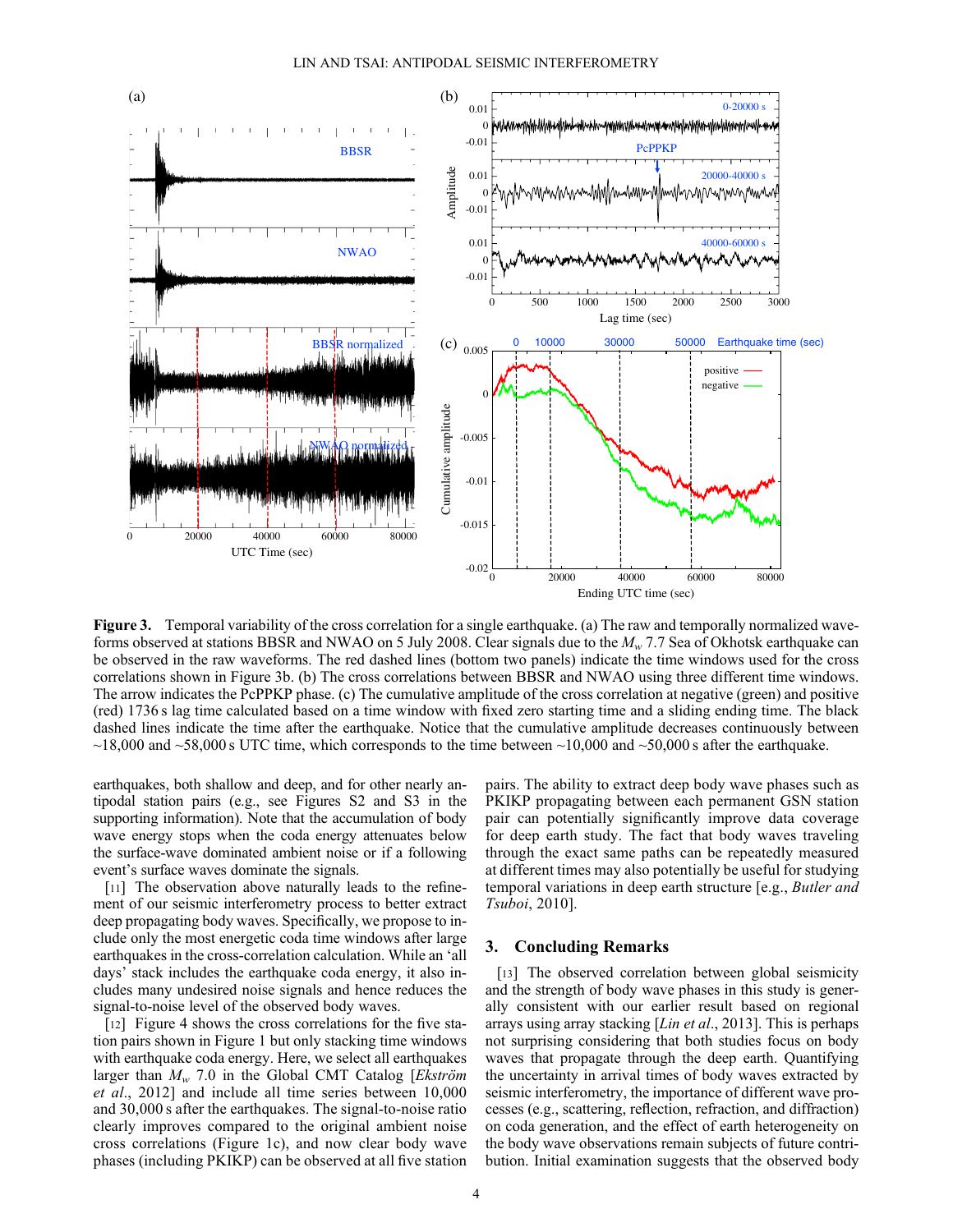**Figure 3.** Temporal variability of the cross correlation for a single earthquake. (a) The raw and temporally normalized waveforms observed at stations BBSR and NWAO on 5 July 2008. Clear signals due to the $M_w$ 7.7 Sea of Okhotsk earthquake can be observed in the raw waveforms. The red dashed lines (bottom two panels) indicate the time windows used for the cross correlations shown in Figure 3b. (b) The cross correlations between BBSR and NWAO using three different time windows. The arrow indicates the PcPPKP phase. (c) The cumulative amplitude of the cross correlation at negative (green) and positive (red) 1736 s lag time calculated based on a time window with fixed zero starting time and a sliding ending time. The black dashed lines indicate the time after the earthquake. Notice that the cumulative amplitude decreases continuously between ~18,000 and ~58,000 s UTC time, which corresponds to the time between ~10,000 and ~50,000 s after the earthquake.

earthquakes, both shallow and deep, and for other nearly antipodal station pairs (e.g., see Figures S2 and S3 in the supporting information). Note that the accumulation of body wave energy stops when the coda energy attenuates below the surface-wave dominated ambient noise or if a following event's surface waves dominate the signals.

[11] The observation above naturally leads to the refinement of our seismic interferometry process to better extract deep propagating body waves. Specifically, we propose to include only the most energetic coda time windows after large earthquakes in the cross-correlation calculation. While an 'all days' stack includes the earthquake coda energy, it also includes many undesired noise signals and hence reduces the signal-to-noise level of the observed body waves.

[12] Figure 4 shows the cross correlations for the five station pairs shown in Figure 1 but only stacking time windows with earthquake coda energy. Here, we select all earthquakes larger than $M_w$ 7.0 in the Global CMT Catalog [*Ekström et al.*, 2012] and include all time series between 10,000 and 30,000 s after the earthquakes. The signal-to-noise ratio clearly improves compared to the original ambient noise cross correlations (Figure 1c), and now clear body wave phases (including PKIKP) can be observed at all five station pairs. The ability to extract deep body wave phases such as PKIKP propagating between each permanent GSN station pair can potentially significantly improve data coverage for deep earth study. The fact that body waves traveling through the exact same paths can be repeatedly measured at different times may also potentially be useful for studying temporal variations in deep earth structure [e.g., *Butler and Tsuboi*, 2010].

## 3. Concluding Remarks

[13] The observed correlation between global seismicity and the strength of body wave phases in this study is generally consistent with our earlier result based on regional arrays using array stacking [*Lin et al.*, 2013]. This is perhaps not surprising considering that both studies focus on body waves that propagate through the deep earth. Quantifying the uncertainty in arrival times of body waves extracted by seismic interferometry, the importance of different wave processes (e.g., scattering, reflection, refraction, and diffraction) on coda generation, and the effect of earth heterogeneity on the body wave observations remain subjects of future contribution. Initial examination suggests that the observed body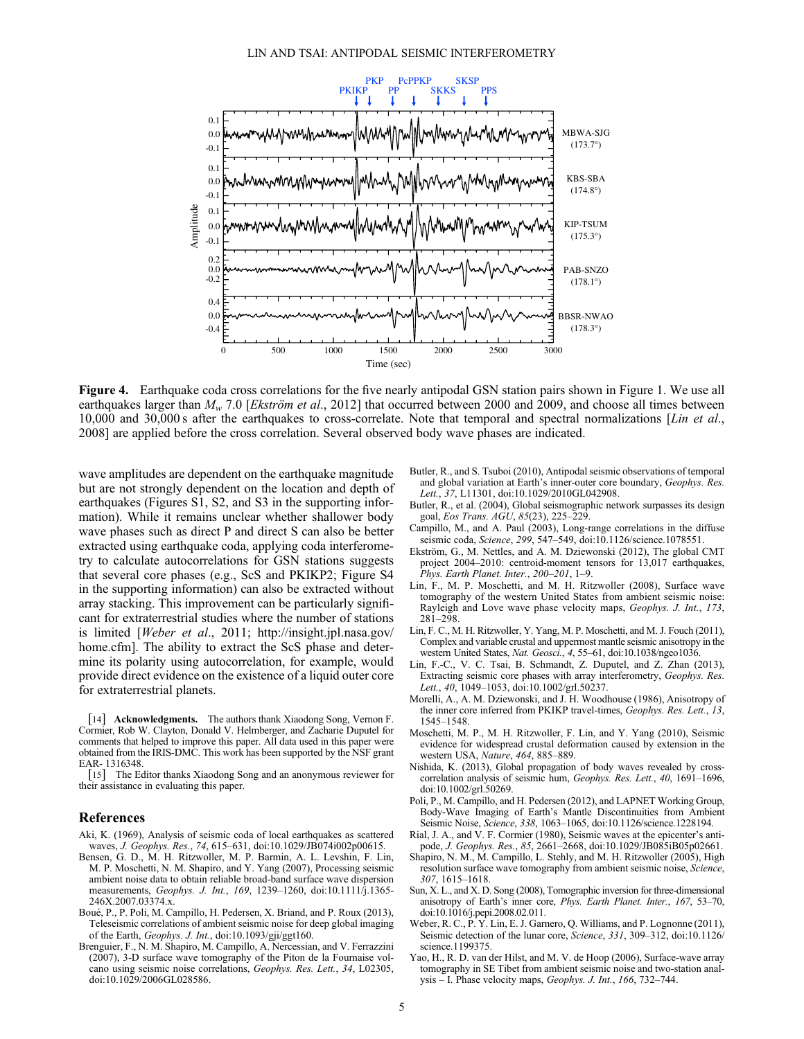PKIKP PKP PP PcPPKP SKKS SKSP PPS

MBWA-SJG (173.7°)

KBS-SBA (174.8°)

KIP-TSUM (175.3°)

PAB-SNZO (178.1°)

BBSR-NWAO (178.3°)

Amplitude

0.1 0.0 -0.1

0.2 0.0 -0.2

0.4 0.0 -0.4

0 500 1000 1500 2000 2500 3000

Time (sec)

**Figure 4.** Earthquake coda cross correlations for the five nearly antipodal GSN station pairs shown in Figure 1. We use all earthquakes larger than $M_w$ 7.0 [*Ekström et al*., 2012] that occurred between 2000 and 2009, and choose all times between 10,000 and 30,000 s after the earthquakes to cross-correlate. Note that temporal and spectral normalizations [*Lin et al*., 2008] are applied before the cross correlation. Several observed body wave phases are indicated.

wave amplitudes are dependent on the earthquake magnitude but are not strongly dependent on the location and depth of earthquakes (Figures S1, S2, and S3 in the supporting information). While it remains unclear whether shallower body wave phases such as direct P and direct S can also be better extracted using earthquake coda, applying coda interferometry to calculate autocorrelations for GSN stations suggests that several core phases (e.g., ScS and PKIKP2; Figure S4 in the supporting information) can also be extracted without array stacking. This improvement can be particularly significant for extraterrestrial studies where the number of stations is limited [*Weber et al*., 2011; http://insight.jpl.nasa.gov/home.cfm]. The ability to extract the ScS phase and determine its polarity using autocorrelation, for example, would provide direct evidence on the existence of a liquid outer core for extraterrestrial planets.

[14] **Acknowledgments.** The authors thank Xiaodong Song, Vernon F. Cormier, Rob W. Clayton, Donald V. Helmberger, and Zacharie Duputel for comments that helped to improve this paper. All data used in this paper were obtained from the IRIS-DMC. This work has been supported by the NSF grant EAR- 1316348.

[15] The Editor thanks Xiaodong Song and an anonymous reviewer for their assistance in evaluating this paper.

## References

Aki, K. (1969), Analysis of seismic coda of local earthquakes as scattered waves, *J. Geophys. Res.*, *74*, 615–631, doi:10.1029/JB074i002p00615.

Bensen, G. D., M. H. Ritzwoller, M. P. Barmin, A. L. Levshin, F. Lin, M. P. Moschetti, N. M. Shapiro, and Y. Yang (2007), Processing seismic ambient noise data to obtain reliable broad-band surface wave dispersion measurements, *Geophys. J. Int.*, *169*, 1239–1260, doi:10.1111/j.1365-246X.2007.03374.x.

Boué, P., P. Poli, M. Campillo, H. Pedersen, X. Briand, and P. Roux (2013), Teleseismic correlations of ambient seismic noise for deep global imaging of the Earth, *Geophys. J. Int.*, doi:10.1093/gji/ggt160.

Brenguier, F., N. M. Shapiro, M. Campillo, A. Nercessian, and V. Ferrazzini (2007), 3-D surface wave tomography of the Piton de la Fournaise volcano using seismic noise correlations, *Geophys. Res. Lett.*, *34*, L02305, doi:10.1029/2006GL028586.

Butler, R., and S. Tsuboi (2010), Antipodal seismic observations of temporal and global variation at Earth's inner-outer core boundary, *Geophys. Res. Lett.*, *37*, L11301, doi:10.1029/2010GL042908.

Butler, R., et al. (2004), Global seismographic network surpasses its design goal, *Eos Trans. AGU*, *85*(23), 225–229.

Campillo, M., and A. Paul (2003), Long-range correlations in the diffuse seismic coda, *Science*, *299*, 547–549, doi:10.1126/science.1078551.

Ekström, G., M. Nettles, and A. M. Dziewonski (2012), The global CMT project 2004–2010: centroid-moment tensors for 13,017 earthquakes, *Phys. Earth Planet. Inter.*, *200–201*, 1–9.

Lin, F., M. P. Moschetti, and M. H. Ritzwoller (2008), Surface wave tomography of the western United States from ambient seismic noise: Rayleigh and Love wave phase velocity maps, *Geophys. J. Int.*, *173*, 281–298.

Lin, F. C., M. H. Ritzwoller, Y. Yang, M. P. Moschetti, and M. J. Fouch (2011), Complex and variable crustal and uppermost mantle seismic anisotropy in the western United States, *Nat. Geosci.*, *4*, 55–61, doi:10.1038/ngeo1036.

Lin, F.-C., V. C. Tsai, B. Schmandt, Z. Duputel, and Z. Zhan (2013), Extracting seismic core phases with array interferometry, *Geophys. Res. Lett.*, *40*, 1049–1053, doi:10.1002/grl.50237.

Morelli, A., A. M. Dziewonski, and J. H. Woodhouse (1986), Anisotropy of the inner core inferred from PKIKP travel-times, *Geophys. Res. Lett.*, *13*, 1545–1548.

Moschetti, M. P., M. H. Ritzwoller, F. Lin, and Y. Yang (2010), Seismic evidence for widespread crustal deformation caused by extension in the western USA, *Nature*, *464*, 885–889.

Nishida, K. (2013), Global propagation of body waves revealed by cross-correlation analysis of seismic hum, *Geophys. Res. Lett.*, *40*, 1691–1696, doi:10.1002/grl.50269.

Poli, P., M. Campillo, and H. Pedersen (2012), and LAPNET Working Group, Body-Wave Imaging of Earth's Mantle Discontinuities from Ambient Seismic Noise, *Science*, *338*, 1063–1065, doi:10.1126/science.1228194.

Rial, J. A., and V. F. Cormier (1980), Seismic waves at the epicenter's antipode, *J. Geophys. Res.*, *85*, 2661–2668, doi:10.1029/JB085iB05p02661.

Shapiro, N. M., M. Campillo, L. Stehly, and M. H. Ritzwoller (2005), High resolution surface wave tomography from ambient seismic noise, *Science*, *307*, 1615–1618.

Sun, X. L., and X. D. Song (2008), Tomographic inversion for three-dimensional anisotropy of Earth's inner core, *Phys. Earth Planet. Inter.*, *167*, 53–70, doi:10.1016/j.pepi.2008.02.011.

Weber, R. C., P. Y. Lin, E. J. Garnero, Q. Williams, and P. Lognonne (2011), Seismic detection of the lunar core, *Science*, *331*, 309–312, doi:10.1126/science.1199375.

Yao, H., R. D. van der Hilst, and M. V. de Hoop (2006), Surface-wave array tomography in SE Tibet from ambient seismic noise and two-station analysis – I. Phase velocity maps, *Geophys. J. Int.*, *166*, 732–744.